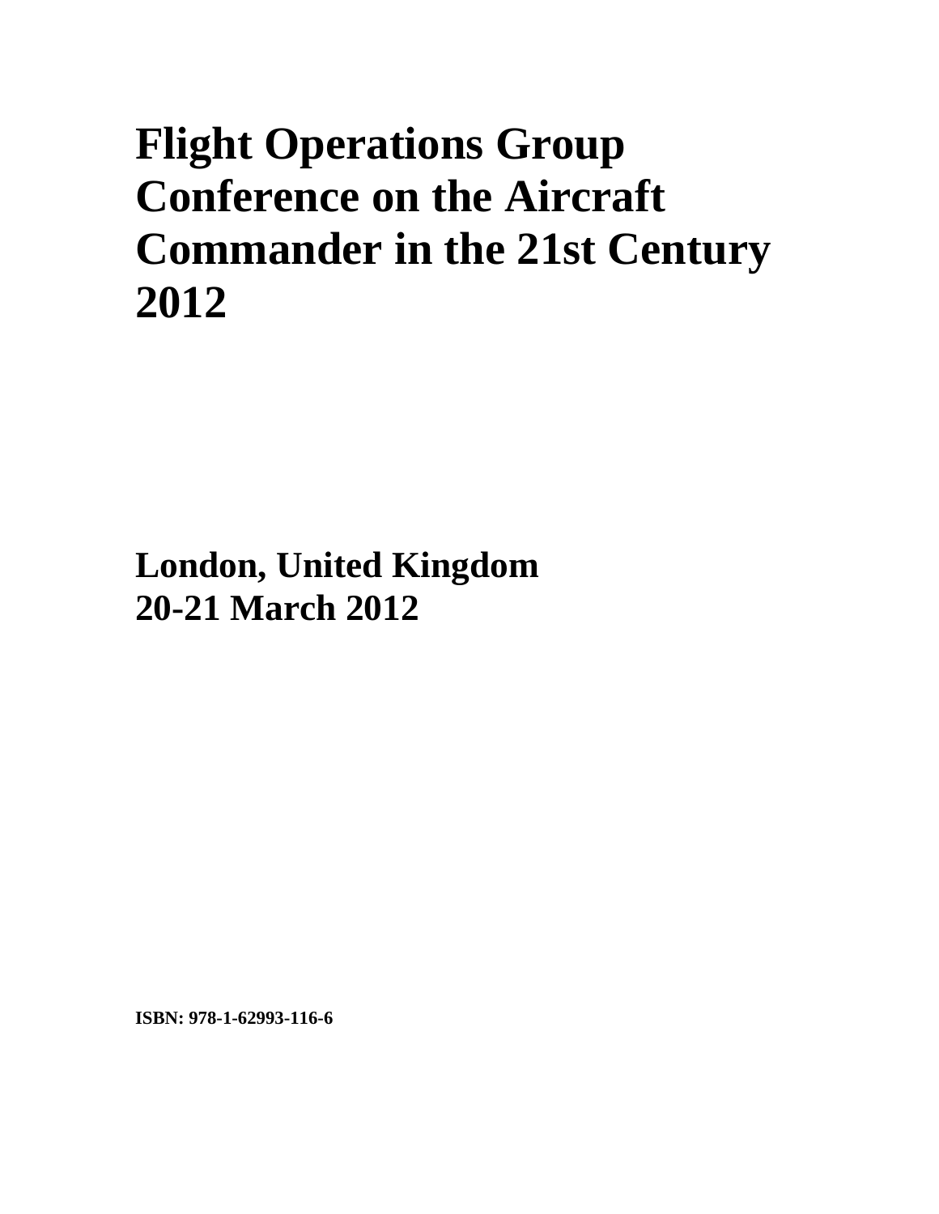# Flight Operations Group Conference on the Aircraft Commander in the 21st Century 2012

**London, United Kingdom**
**20-21 March 2012**

**ISBN: 978-1-62993-116-6**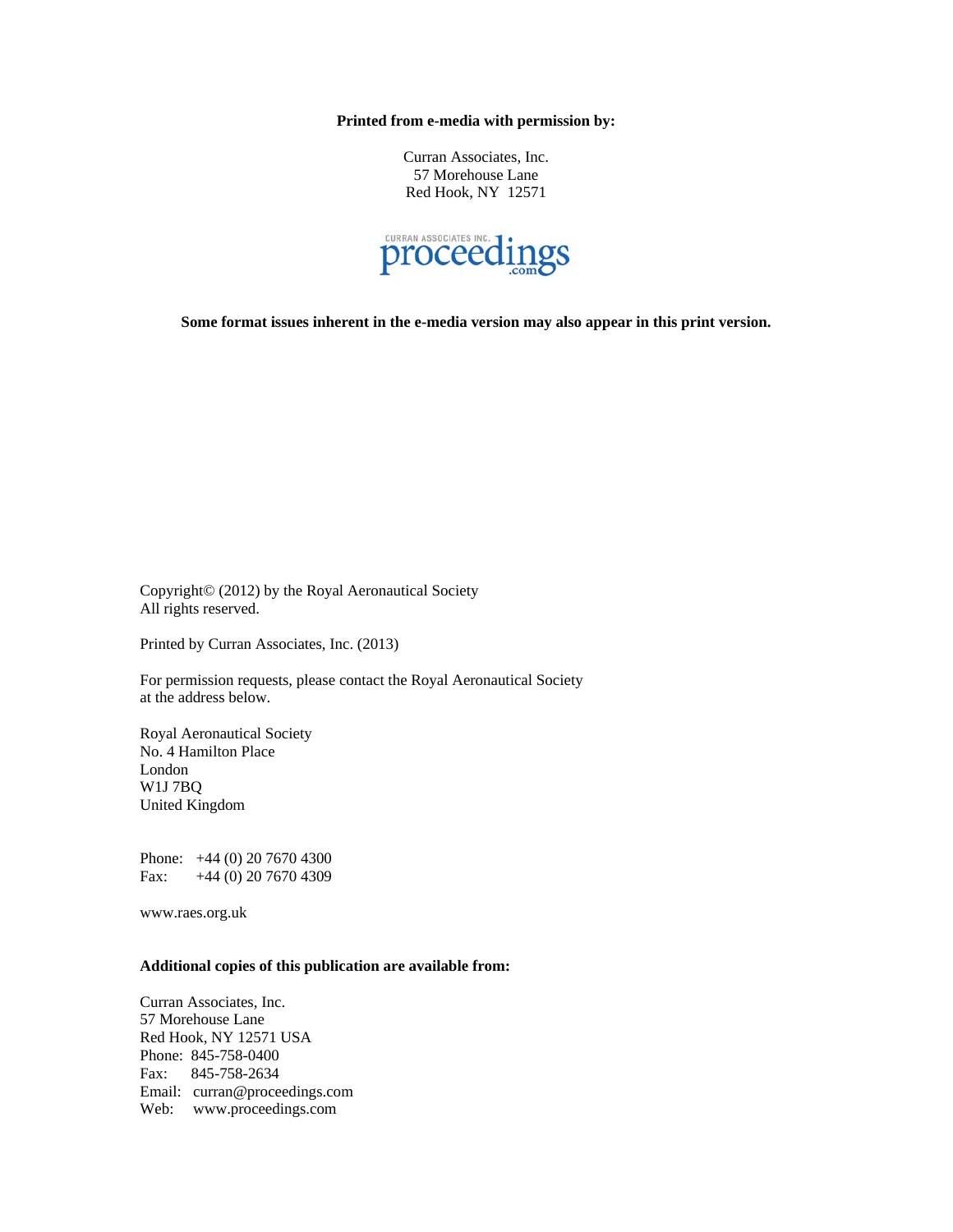**Printed from e-media with permission by:**

Curran Associates, Inc.
57 Morehouse Lane
Red Hook, NY 12571

CURRAN ASSOCIATES INC. proceedings.com

**Some format issues inherent in the e-media version may also appear in this print version.**

Copyright© (2012) by the Royal Aeronautical Society
All rights reserved.

Printed by Curran Associates, Inc. (2013)

For permission requests, please contact the Royal Aeronautical Society
at the address below.

Royal Aeronautical Society
No. 4 Hamilton Place
London
W1J 7BQ
United Kingdom

Phone: +44 (0) 20 7670 4300
Fax: +44 (0) 20 7670 4309

www.raes.org.uk

**Additional copies of this publication are available from:**

Curran Associates, Inc.
57 Morehouse Lane
Red Hook, NY 12571 USA
Phone: 845-758-0400
Fax: 845-758-2634
Email: curran@proceedings.com
Web: www.proceedings.com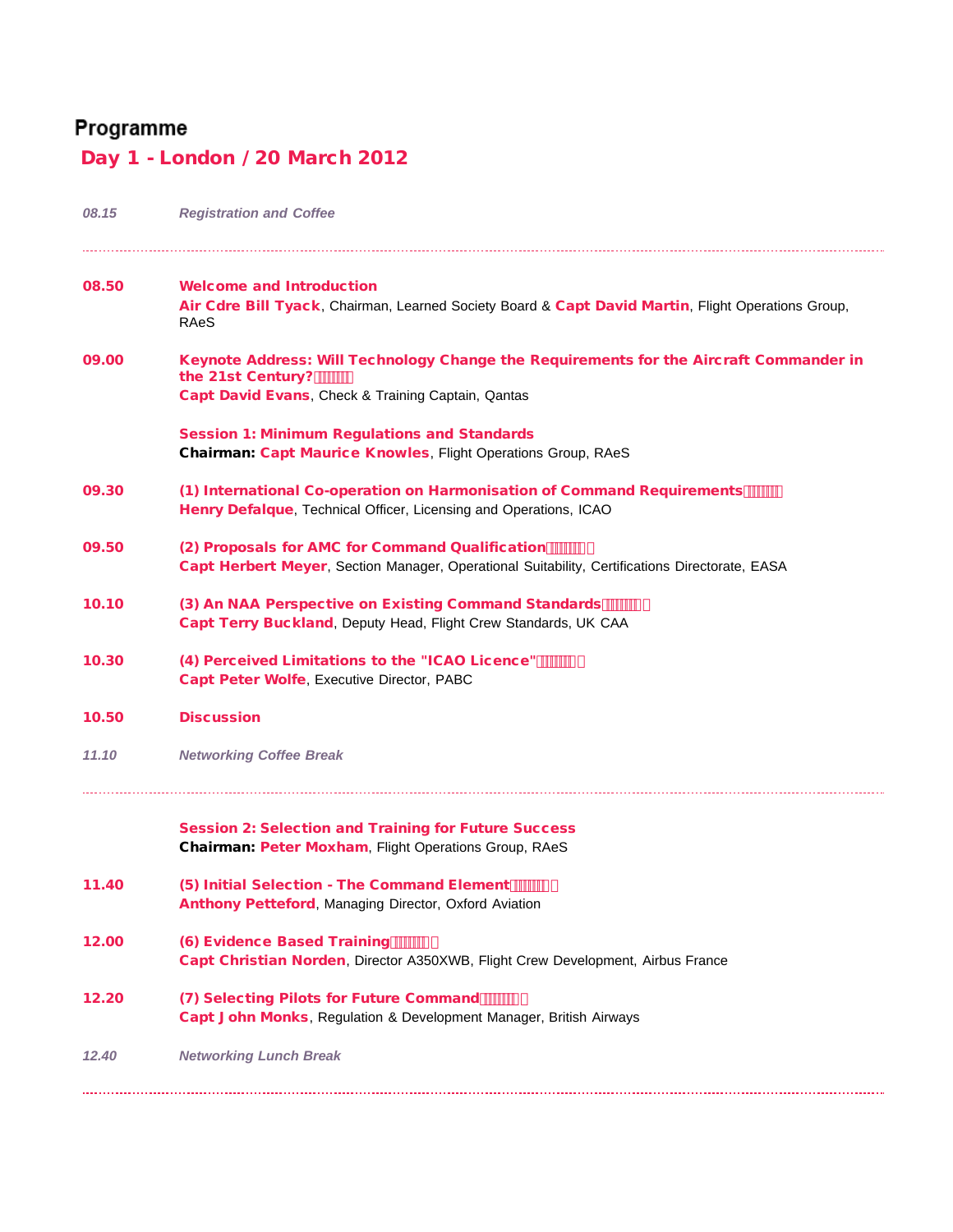# Programme

## Day 1 - London / 20 March 2012

*08.15* *Registration and Coffee*

---

**08.50** **Welcome and Introduction**
**Air Cdre Bill Tyack**, Chairman, Learned Society Board & **Capt David Martin**, Flight Operations Group, RAeS

**09.00** **Keynote Address: Will Technology Change the Requirements for the Aircraft Commander in the 21st Century?**
**Capt David Evans**, Check & Training Captain, Qantas

**Session 1: Minimum Regulations and Standards**
**Chairman: Capt Maurice Knowles**, Flight Operations Group, RAeS

**09.30** **(1) International Co-operation on Harmonisation of Command Requirements**
**Henry Defalque**, Technical Officer, Licensing and Operations, ICAO

**09.50** **(2) Proposals for AMC for Command Qualification**
**Capt Herbert Meyer**, Section Manager, Operational Suitability, Certifications Directorate, EASA

**10.10** **(3) An NAA Perspective on Existing Command Standards**
**Capt Terry Buckland**, Deputy Head, Flight Crew Standards, UK CAA

**10.30** **(4) Perceived Limitations to the "ICAO Licence"**
**Capt Peter Wolfe**, Executive Director, PABC

**10.50** **Discussion**

*11.10* *Networking Coffee Break*

---

**Session 2: Selection and Training for Future Success**
**Chairman: Peter Moxham**, Flight Operations Group, RAeS

**11.40** **(5) Initial Selection - The Command Element**
**Anthony Petteford**, Managing Director, Oxford Aviation

**12.00** **(6) Evidence Based Training**
**Capt Christian Norden**, Director A350XWB, Flight Crew Development, Airbus France

**12.20** **(7) Selecting Pilots for Future Command**
**Capt John Monks**, Regulation & Development Manager, British Airways

*12.40* *Networking Lunch Break*

---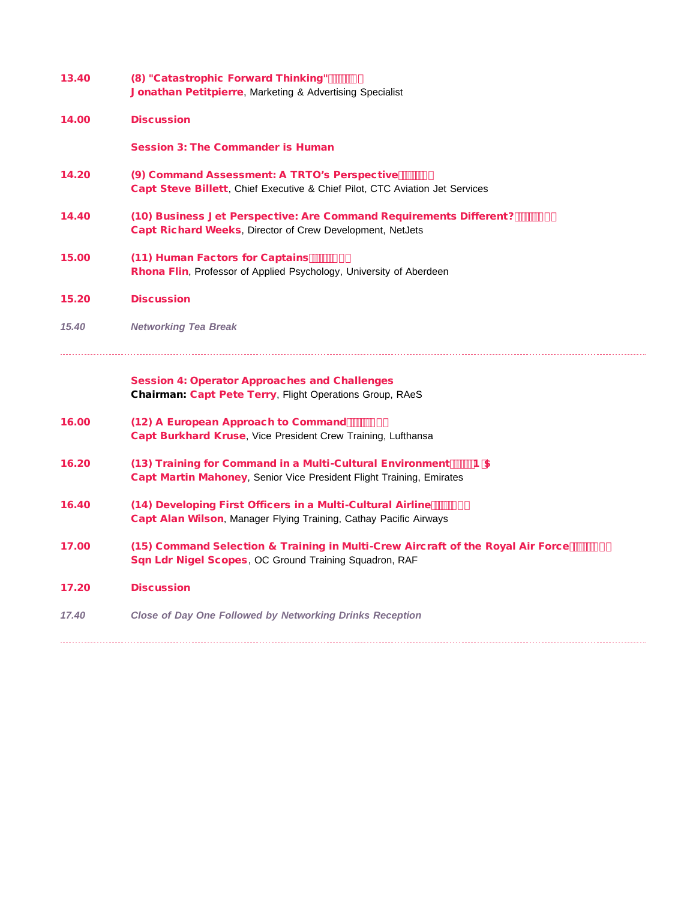**13.40** **(8) "Catastrophic Forward Thinking"**
**Jonathan Petitpierre**, Marketing & Advertising Specialist

**14.00** **Discussion**

## Session 3: The Commander is Human

**14.20** **(9) Command Assessment: A TRTO's Perspective**
**Capt Steve Billett**, Chief Executive & Chief Pilot, CTC Aviation Jet Services

**14.40** **(10) Business Jet Perspective: Are Command Requirements Different?**
**Capt Richard Weeks**, Director of Crew Development, NetJets

**15.00** **(11) Human Factors for Captains**
**Rhona Flin**, Professor of Applied Psychology, University of Aberdeen

**15.20** **Discussion**

*15.40* *Networking Tea Break*

---

## Session 4: Operator Approaches and Challenges

**Chairman: Capt Pete Terry**, Flight Operations Group, RAeS

**16.00** **(12) A European Approach to Command**
**Capt Burkhard Kruse**, Vice President Crew Training, Lufthansa

**16.20** **(13) Training for Command in a Multi-Cultural Environment**
**Capt Martin Mahoney**, Senior Vice President Flight Training, Emirates

**16.40** **(14) Developing First Officers in a Multi-Cultural Airline**
**Capt Alan Wilson**, Manager Flying Training, Cathay Pacific Airways

**17.00** **(15) Command Selection & Training in Multi-Crew Aircraft of the Royal Air Force**
**Sqn Ldr Nigel Scopes**, OC Ground Training Squadron, RAF

**17.20** **Discussion**

*17.40* *Close of Day One Followed by Networking Drinks Reception*

---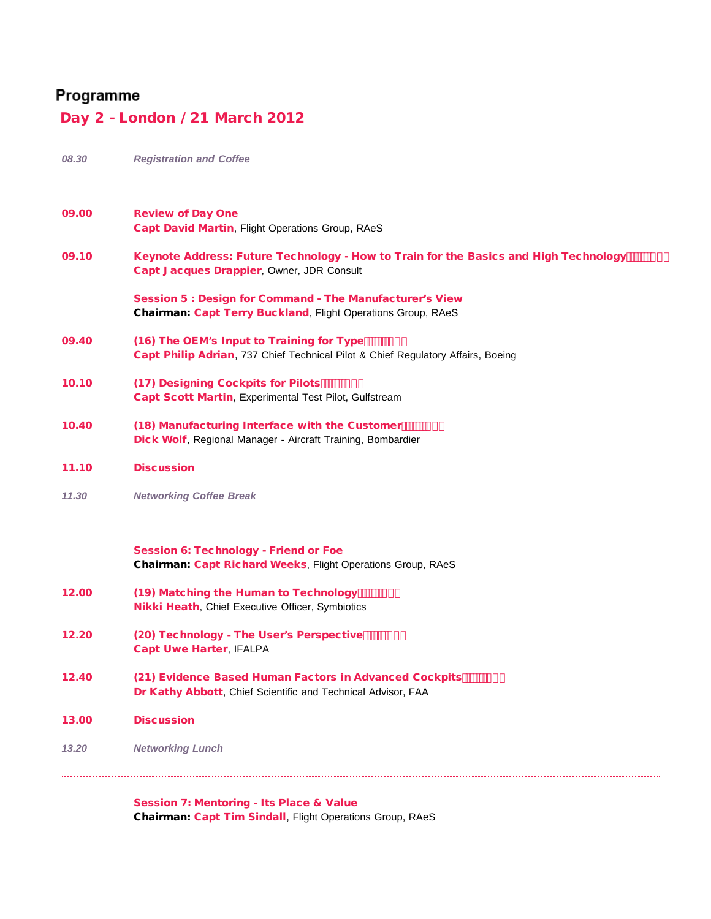# Programme

## Day 2 - London / 21 March 2012

*08.30* *Registration and Coffee*

---

**09.00** **Review of Day One**
**Capt David Martin**, Flight Operations Group, RAeS

**09.10** **Keynote Address: Future Technology - How to Train for the Basics and High Technology**
**Capt Jacques Drappier**, Owner, JDR Consult

**Session 5 : Design for Command - The Manufacturer's View**
**Chairman: Capt Terry Buckland**, Flight Operations Group, RAeS

**09.40** **(16) The OEM's Input to Training for Type**
**Capt Philip Adrian**, 737 Chief Technical Pilot & Chief Regulatory Affairs, Boeing

**10.10** **(17) Designing Cockpits for Pilots**
**Capt Scott Martin**, Experimental Test Pilot, Gulfstream

**10.40** **(18) Manufacturing Interface with the Customer**
**Dick Wolf**, Regional Manager - Aircraft Training, Bombardier

**11.10** **Discussion**

*11.30* *Networking Coffee Break*

---

**Session 6: Technology - Friend or Foe**
**Chairman: Capt Richard Weeks**, Flight Operations Group, RAeS

**12.00** **(19) Matching the Human to Technology**
**Nikki Heath**, Chief Executive Officer, Symbiotics

**12.20** **(20) Technology - The User's Perspective**
**Capt Uwe Harter**, IFALPA

**12.40** **(21) Evidence Based Human Factors in Advanced Cockpits**
**Dr Kathy Abbott**, Chief Scientific and Technical Advisor, FAA

**13.00** **Discussion**

*13.20* *Networking Lunch*

---

**Session 7: Mentoring - Its Place & Value**
**Chairman: Capt Tim Sindall**, Flight Operations Group, RAeS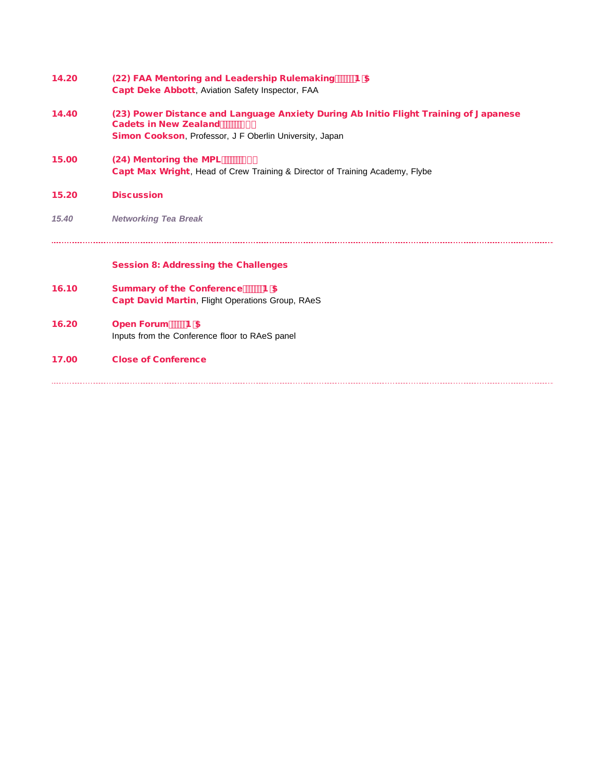**14.20** **(22) FAA Mentoring and Leadership Rulemaking**
**Capt Deke Abbott**, Aviation Safety Inspector, FAA

**14.40** **(23) Power Distance and Language Anxiety During Ab Initio Flight Training of Japanese Cadets in New Zealand**
**Simon Cookson**, Professor, J F Oberlin University, Japan

**15.00** **(24) Mentoring the MPL**
**Capt Max Wright**, Head of Crew Training & Director of Training Academy, Flybe

**15.20** **Discussion**

*15.40* *Networking Tea Break*

---

## Session 8: Addressing the Challenges

**16.10** **Summary of the Conference**
**Capt David Martin**, Flight Operations Group, RAeS

**16.20** **Open Forum**
Inputs from the Conference floor to RAeS panel

**17.00** **Close of Conference**

---